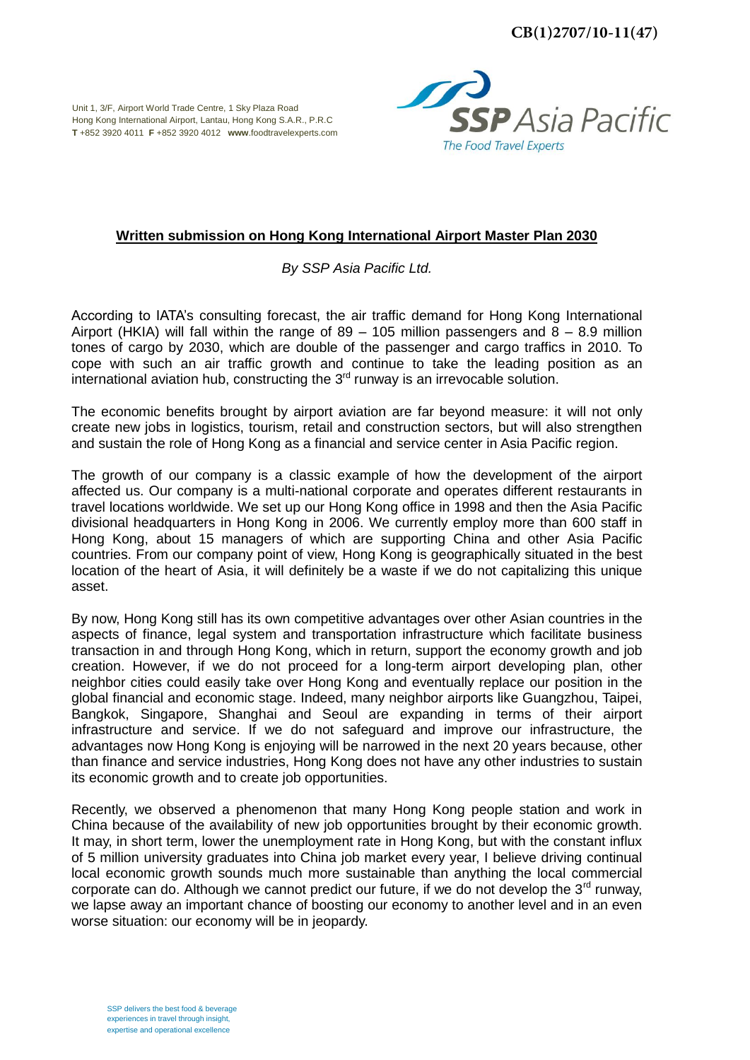CB(1)2707/10-11(47)

Unit 1, 3/F, Airport World Trade Centre, 1 Sky Plaza Road
Hong Kong International Airport, Lantau, Hong Kong S.A.R., P.R.C
**T** +852 3920 4011 **F** +852 3920 4012 **www**.foodtravelexperts.com

**SSP** Asia Pacific
The Food Travel Experts

## Written submission on Hong Kong International Airport Master Plan 2030

*By SSP Asia Pacific Ltd.*

According to IATA's consulting forecast, the air traffic demand for Hong Kong International Airport (HKIA) will fall within the range of 89 – 105 million passengers and 8 – 8.9 million tones of cargo by 2030, which are double of the passenger and cargo traffics in 2010. To cope with such an air traffic growth and continue to take the leading position as an international aviation hub, constructing the 3rd runway is an irrevocable solution.

The economic benefits brought by airport aviation are far beyond measure: it will not only create new jobs in logistics, tourism, retail and construction sectors, but will also strengthen and sustain the role of Hong Kong as a financial and service center in Asia Pacific region.

The growth of our company is a classic example of how the development of the airport affected us. Our company is a multi-national corporate and operates different restaurants in travel locations worldwide. We set up our Hong Kong office in 1998 and then the Asia Pacific divisional headquarters in Hong Kong in 2006. We currently employ more than 600 staff in Hong Kong, about 15 managers of which are supporting China and other Asia Pacific countries. From our company point of view, Hong Kong is geographically situated in the best location of the heart of Asia, it will definitely be a waste if we do not capitalizing this unique asset.

By now, Hong Kong still has its own competitive advantages over other Asian countries in the aspects of finance, legal system and transportation infrastructure which facilitate business transaction in and through Hong Kong, which in return, support the economy growth and job creation. However, if we do not proceed for a long-term airport developing plan, other neighbor cities could easily take over Hong Kong and eventually replace our position in the global financial and economic stage. Indeed, many neighbor airports like Guangzhou, Taipei, Bangkok, Singapore, Shanghai and Seoul are expanding in terms of their airport infrastructure and service. If we do not safeguard and improve our infrastructure, the advantages now Hong Kong is enjoying will be narrowed in the next 20 years because, other than finance and service industries, Hong Kong does not have any other industries to sustain its economic growth and to create job opportunities.

Recently, we observed a phenomenon that many Hong Kong people station and work in China because of the availability of new job opportunities brought by their economic growth. It may, in short term, lower the unemployment rate in Hong Kong, but with the constant influx of 5 million university graduates into China job market every year, I believe driving continual local economic growth sounds much more sustainable than anything the local commercial corporate can do. Although we cannot predict our future, if we do not develop the 3rd runway, we lapse away an important chance of boosting our economy to another level and in an even worse situation: our economy will be in jeopardy.

SSP delivers the best food & beverage experiences in travel through insight, expertise and operational excellence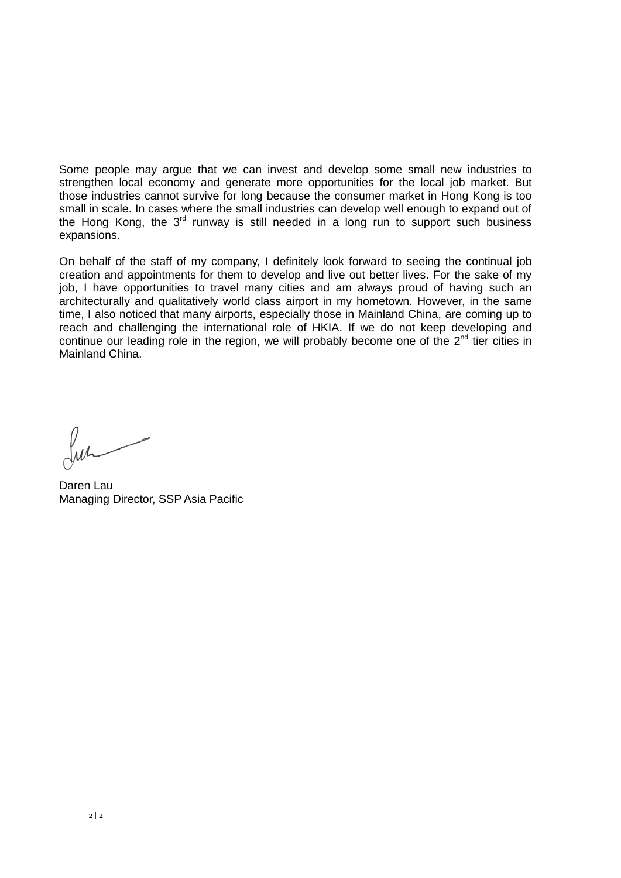Some people may argue that we can invest and develop some small new industries to strengthen local economy and generate more opportunities for the local job market. But those industries cannot survive for long because the consumer market in Hong Kong is too small in scale. In cases where the small industries can develop well enough to expand out of the Hong Kong, the 3rd runway is still needed in a long run to support such business expansions.

On behalf of the staff of my company, I definitely look forward to seeing the continual job creation and appointments for them to develop and live out better lives. For the sake of my job, I have opportunities to travel many cities and am always proud of having such an architecturally and qualitatively world class airport in my hometown. However, in the same time, I also noticed that many airports, especially those in Mainland China, are coming up to reach and challenging the international role of HKIA. If we do not keep developing and continue our leading role in the region, we will probably become one of the 2nd tier cities in Mainland China.

Daren Lau
Managing Director, SSP Asia Pacific